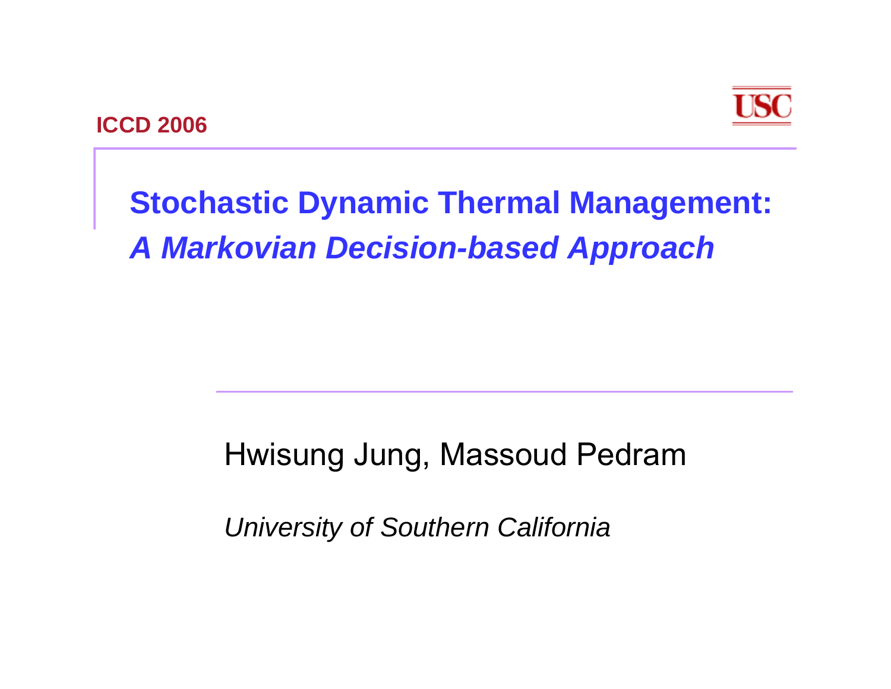ICCD 2006

# Stochastic Dynamic Thermal Management: *A Markovian Decision-based Approach*

Hwisung Jung, Massoud Pedram

*University of Southern California*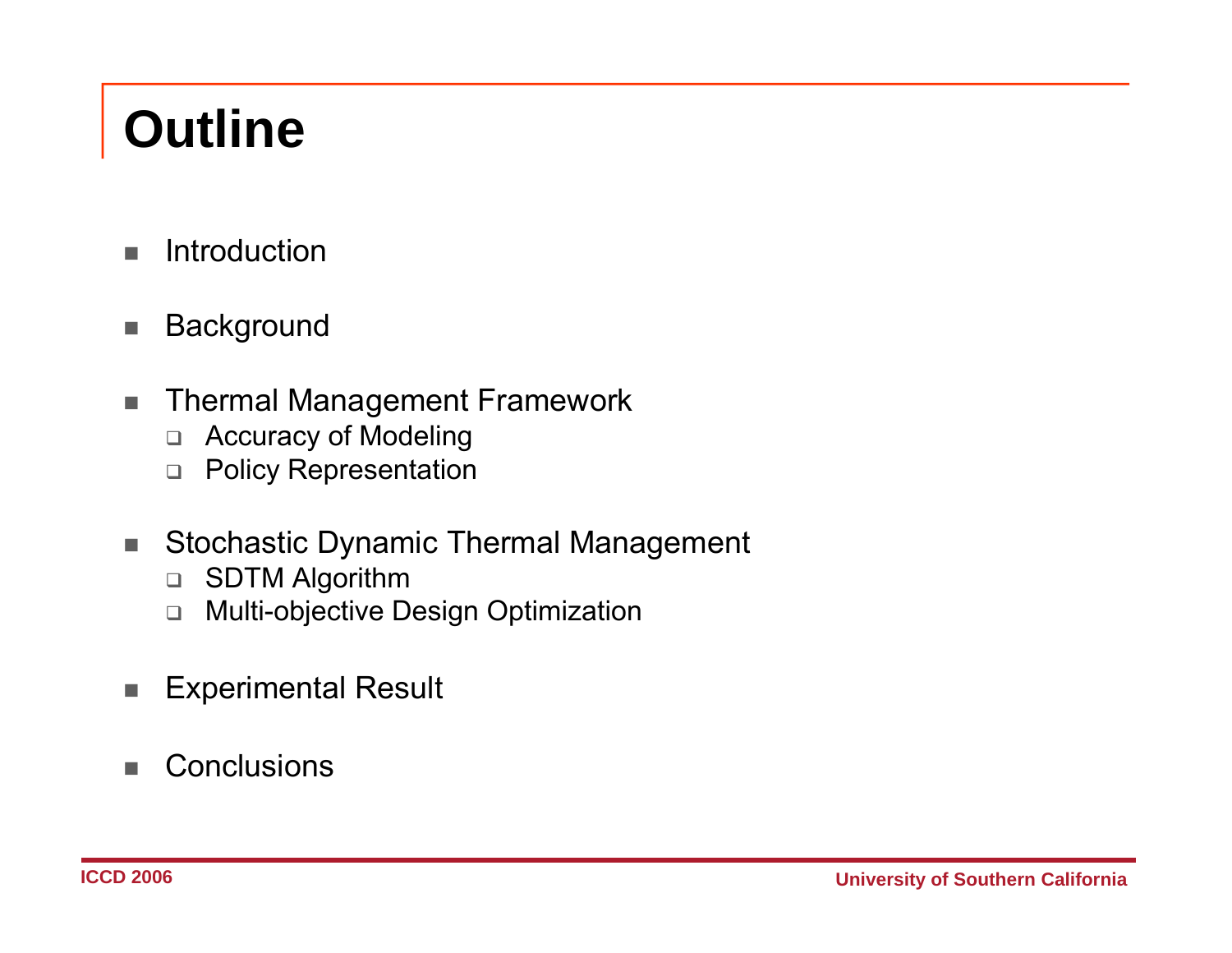# Outline

- Introduction
- Background
- Thermal Management Framework
  - Accuracy of Modeling
  - Policy Representation
- Stochastic Dynamic Thermal Management
  - SDTM Algorithm
  - Multi-objective Design Optimization
- Experimental Result
- Conclusions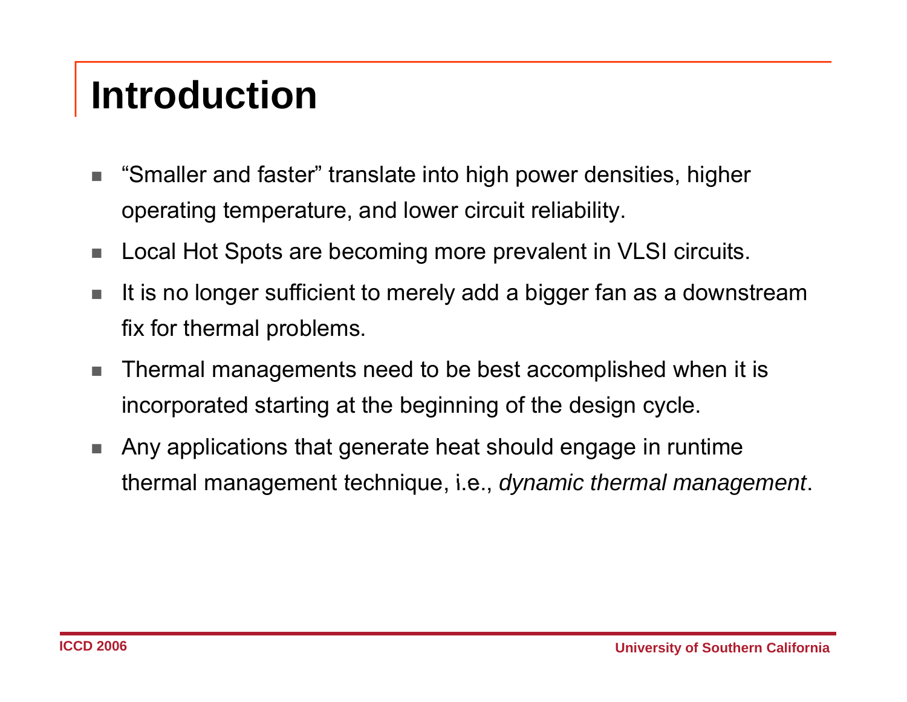# Introduction

- “Smaller and faster” translate into high power densities, higher operating temperature, and lower circuit reliability.
- Local Hot Spots are becoming more prevalent in VLSI circuits.
- It is no longer sufficient to merely add a bigger fan as a downstream fix for thermal problems.
- Thermal managements need to be best accomplished when it is incorporated starting at the beginning of the design cycle.
- Any applications that generate heat should engage in runtime thermal management technique, i.e., *dynamic thermal management*.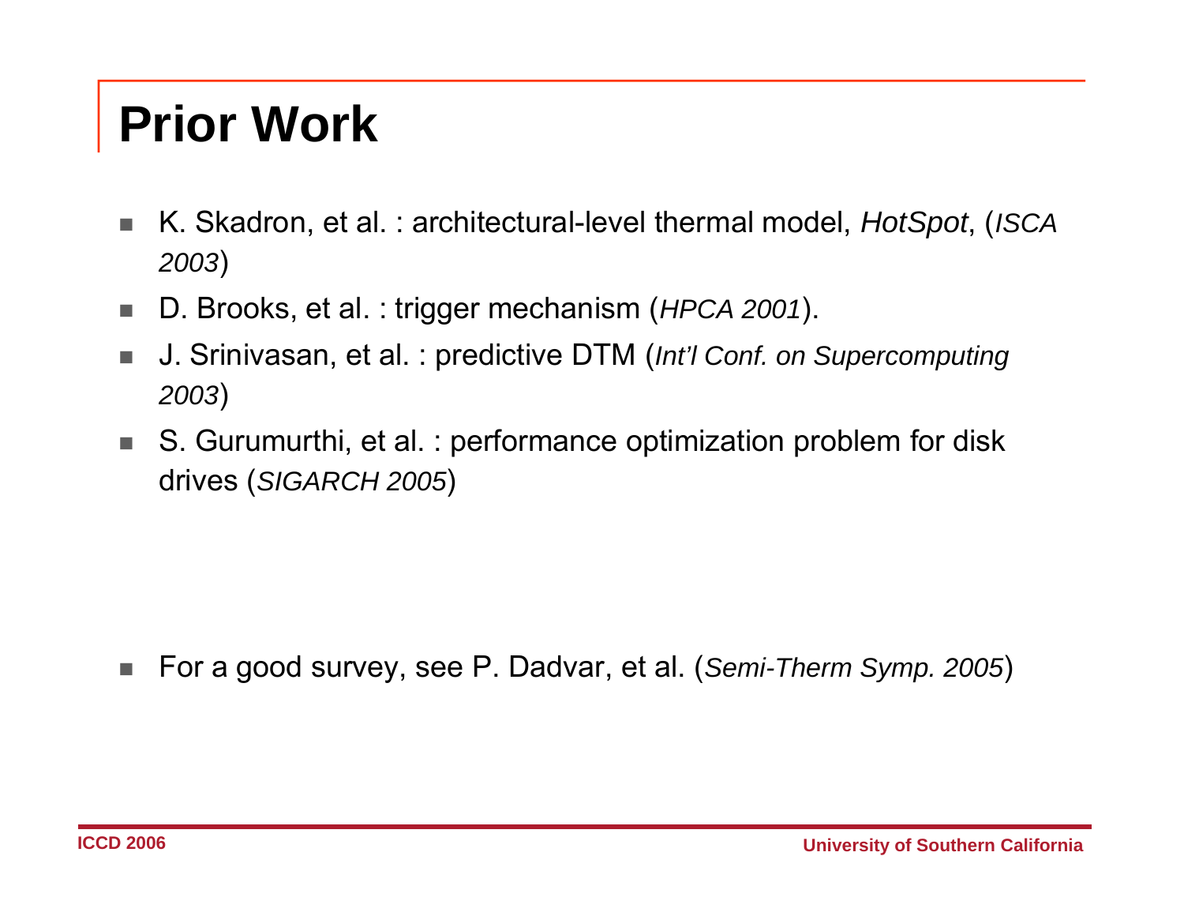# Prior Work

- K. Skadron, et al. : architectural-level thermal model, *HotSpot*, (*ISCA 2003*)
- D. Brooks, et al. : trigger mechanism (*HPCA 2001*).
- J. Srinivasan, et al. : predictive DTM (*Int'l Conf. on Supercomputing 2003*)
- S. Gurumurthi, et al. : performance optimization problem for disk drives (*SIGARCH 2005*)

- For a good survey, see P. Dadvar, et al. (*Semi-Therm Symp. 2005*)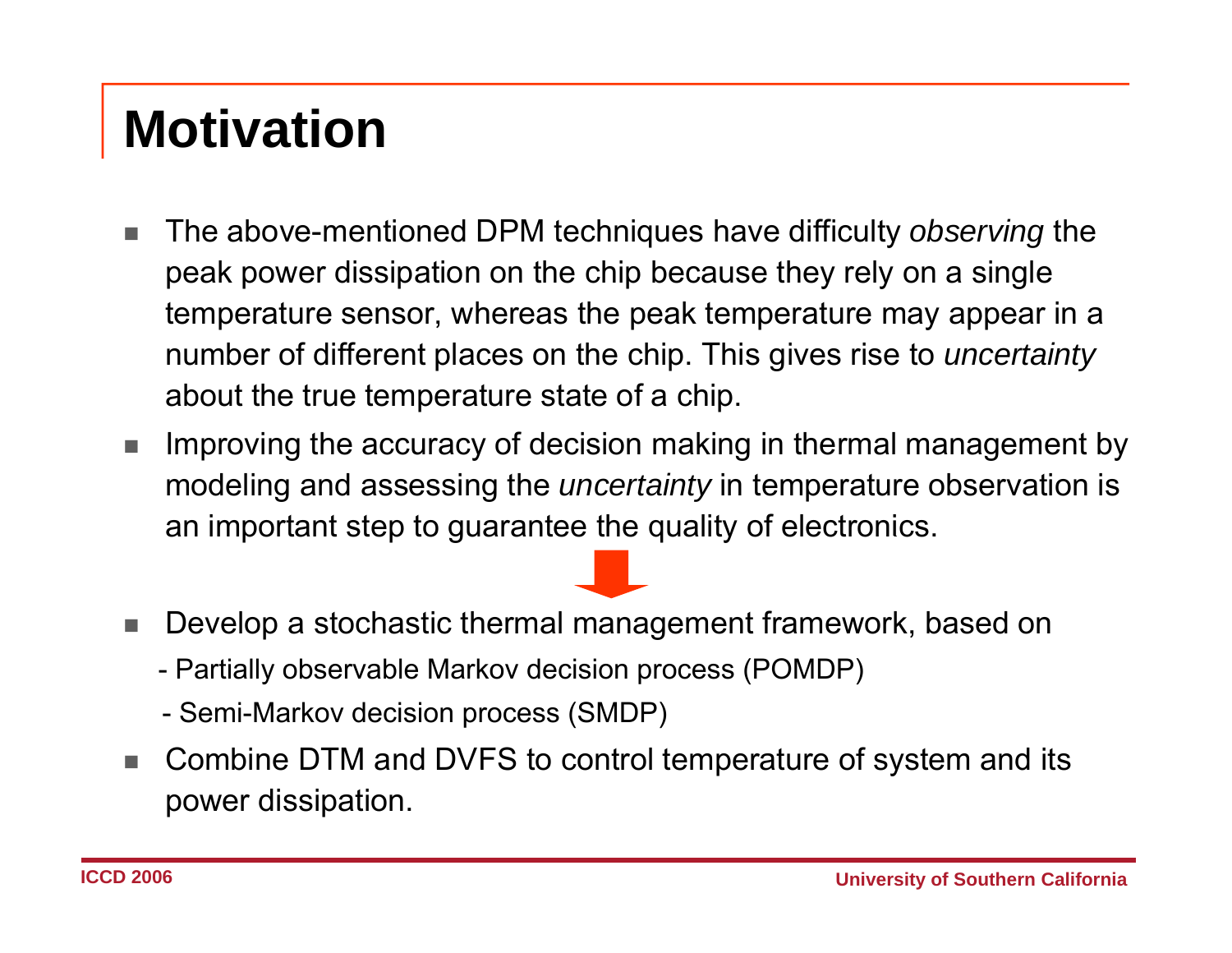# Motivation

- The above-mentioned DPM techniques have difficulty *observing* the peak power dissipation on the chip because they rely on a single temperature sensor, whereas the peak temperature may appear in a number of different places on the chip. This gives rise to *uncertainty* about the true temperature state of a chip.
- Improving the accuracy of decision making in thermal management by modeling and assessing the *uncertainty* in temperature observation is an important step to guarantee the quality of electronics.

- Develop a stochastic thermal management framework, based on
  - Partially observable Markov decision process (POMDP)
  - Semi-Markov decision process (SMDP)
- Combine DTM and DVFS to control temperature of system and its power dissipation.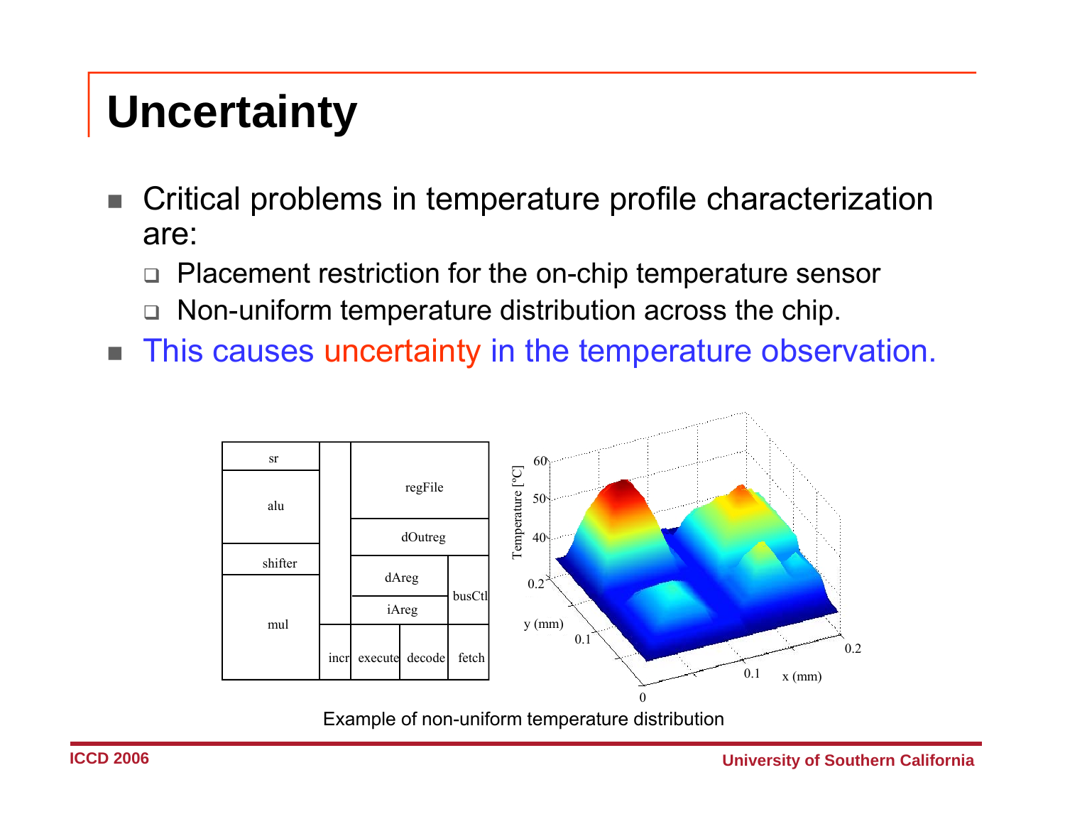# Uncertainty

- Critical problems in temperature profile characterization are:
  - Placement restriction for the on-chip temperature sensor
  - Non-uniform temperature distribution across the chip.
- This causes uncertainty in the temperature observation.

Example of non-uniform temperature distribution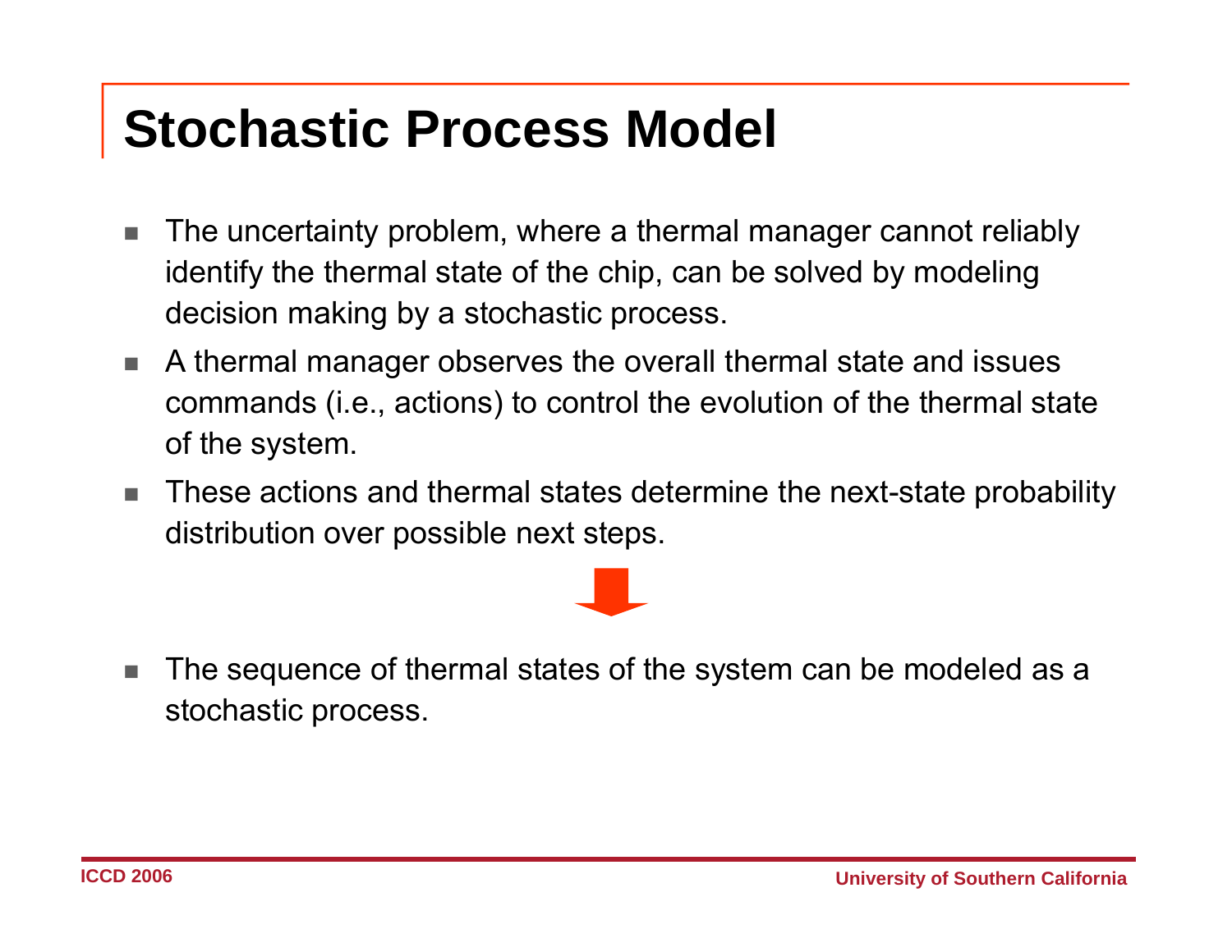# Stochastic Process Model

- The uncertainty problem, where a thermal manager cannot reliably identify the thermal state of the chip, can be solved by modeling decision making by a stochastic process.
- A thermal manager observes the overall thermal state and issues commands (i.e., actions) to control the evolution of the thermal state of the system.
- These actions and thermal states determine the next-state probability distribution over possible next steps.

- The sequence of thermal states of the system can be modeled as a stochastic process.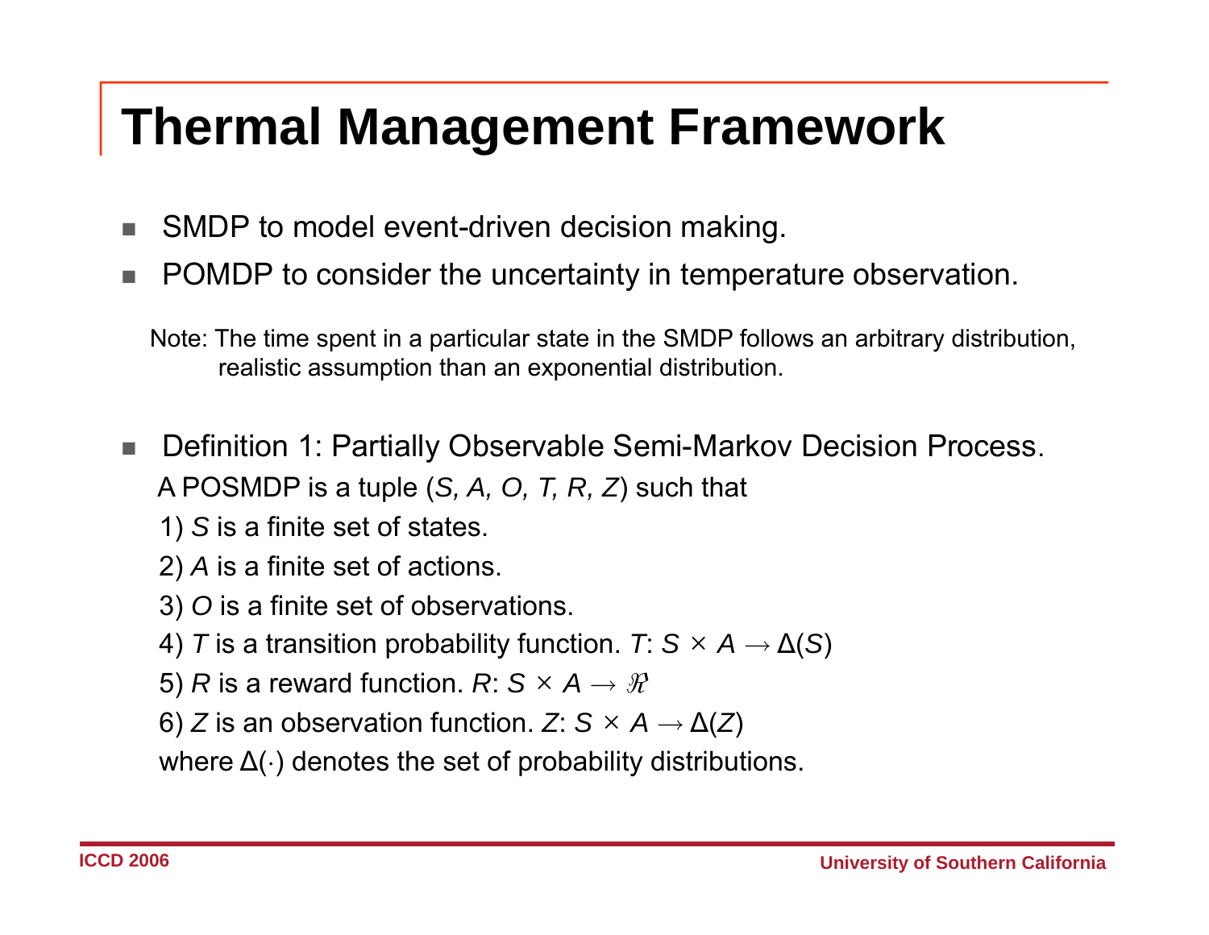# Thermal Management Framework

- SMDP to model event-driven decision making.
- POMDP to consider the uncertainty in temperature observation.

Note: The time spent in a particular state in the SMDP follows an arbitrary distribution, realistic assumption than an exponential distribution.

- Definition 1: Partially Observable Semi-Markov Decision Process.

  A POSMDP is a tuple (*S, A, O, T, R, Z*) such that

  1) *S* is a finite set of states.

  2) *A* is a finite set of actions.

  3) *O* is a finite set of observations.

  4) *T* is a transition probability function. $T: S \times A \rightarrow \Delta(S)$

  5) *R* is a reward function. $R: S \times A \rightarrow \Re$

  6) *Z* is an observation function. $Z: S \times A \rightarrow \Delta(Z)$

  where $\Delta(\cdot)$ denotes the set of probability distributions.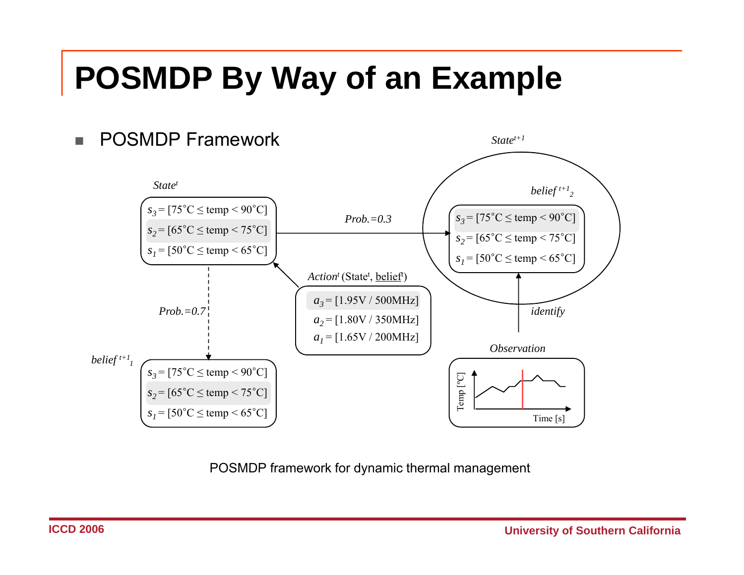# POSMDP By Way of an Example

- POSMDP Framework

*State*$^t$

$s_3$ = [75°C ≤ temp < 90°C]
$s_2$ = [65°C ≤ temp < 75°C]
$s_1$ = [50°C ≤ temp < 65°C]

*Prob.=0.3*

*State*$^{t+1}$

*belief*$^{t+1}_2$

$s_3$ = [75°C ≤ temp < 90°C]
$s_2$ = [65°C ≤ temp < 75°C]
$s_1$ = [50°C ≤ temp < 65°C]

*Prob.=0.7*

*Action*$^t$ (State$^t$, belief$^t$)

$a_3$ = [1.95V / 500MHz]
$a_2$ = [1.80V / 350MHz]
$a_1$ = [1.65V / 200MHz]

*identify*

*belief*$^{t+1}_1$

$s_3$ = [75°C ≤ temp < 90°C]
$s_2$ = [65°C ≤ temp < 75°C]
$s_1$ = [50°C ≤ temp < 65°C]

*Observation*

Temp [°C]

Time [s]

POSMDP framework for dynamic thermal management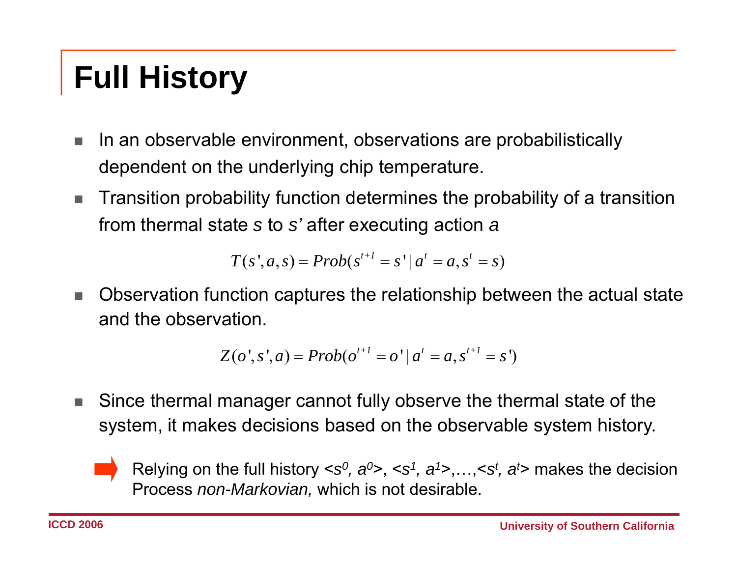# Full History

- In an observable environment, observations are probabilistically dependent on the underlying chip temperature.
- Transition probability function determines the probability of a transition from thermal state *s* to *s'* after executing action *a*

$$T(s', a, s) = Prob(s^{t+1} = s' \mid a^t = a, s^t = s)$$

- Observation function captures the relationship between the actual state and the observation.

$$Z(o', s', a) = Prob(o^{t+1} = o' \mid a^t = a, s^{t+1} = s')$$

- Since thermal manager cannot fully observe the thermal state of the system, it makes decisions based on the observable system history.

➡ Relying on the full history $<s^0, a^0>$, $<s^1, a^1>$,…,$<s^t, a^t>$ makes the decision Process *non-Markovian,* which is not desirable.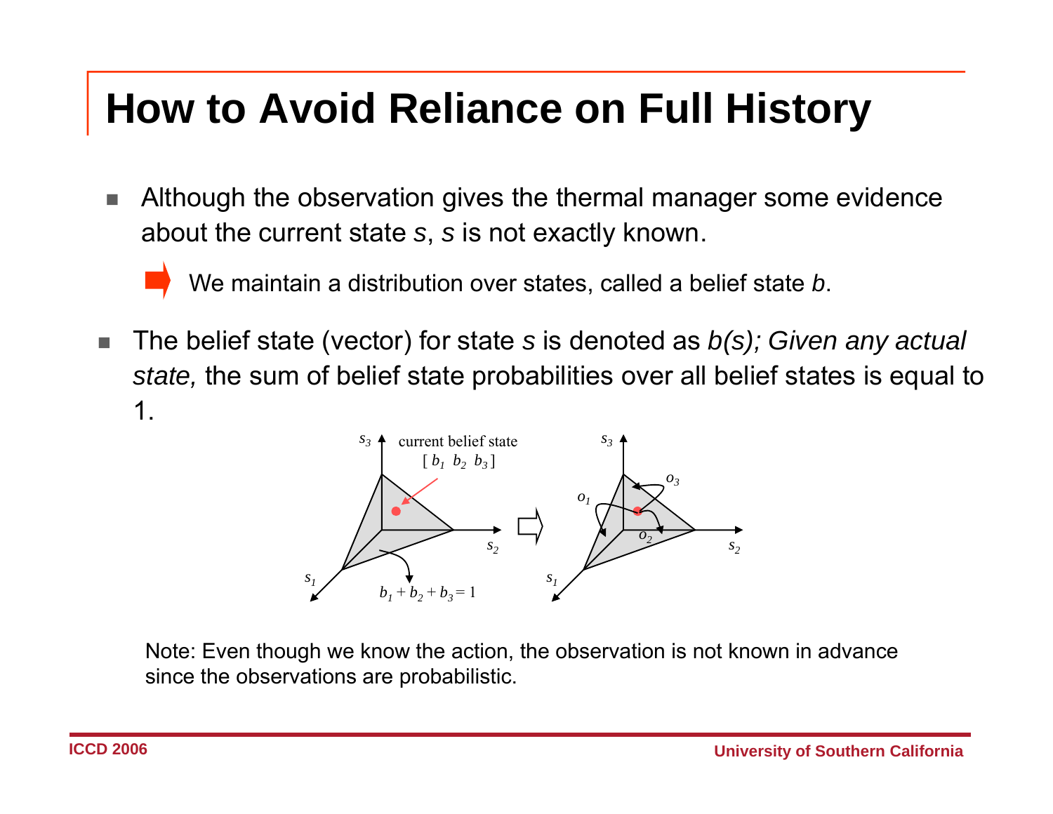# How to Avoid Reliance on Full History

- Although the observation gives the thermal manager some evidence about the current state *s*, *s* is not exactly known.

  ➡ We maintain a distribution over states, called a belief state *b*.

- The belief state (vector) for state *s* is denoted as *b(s); Given any actual state,* the sum of belief state probabilities over all belief states is equal to 1.

Note: Even though we know the action, the observation is not known in advance since the observations are probabilistic.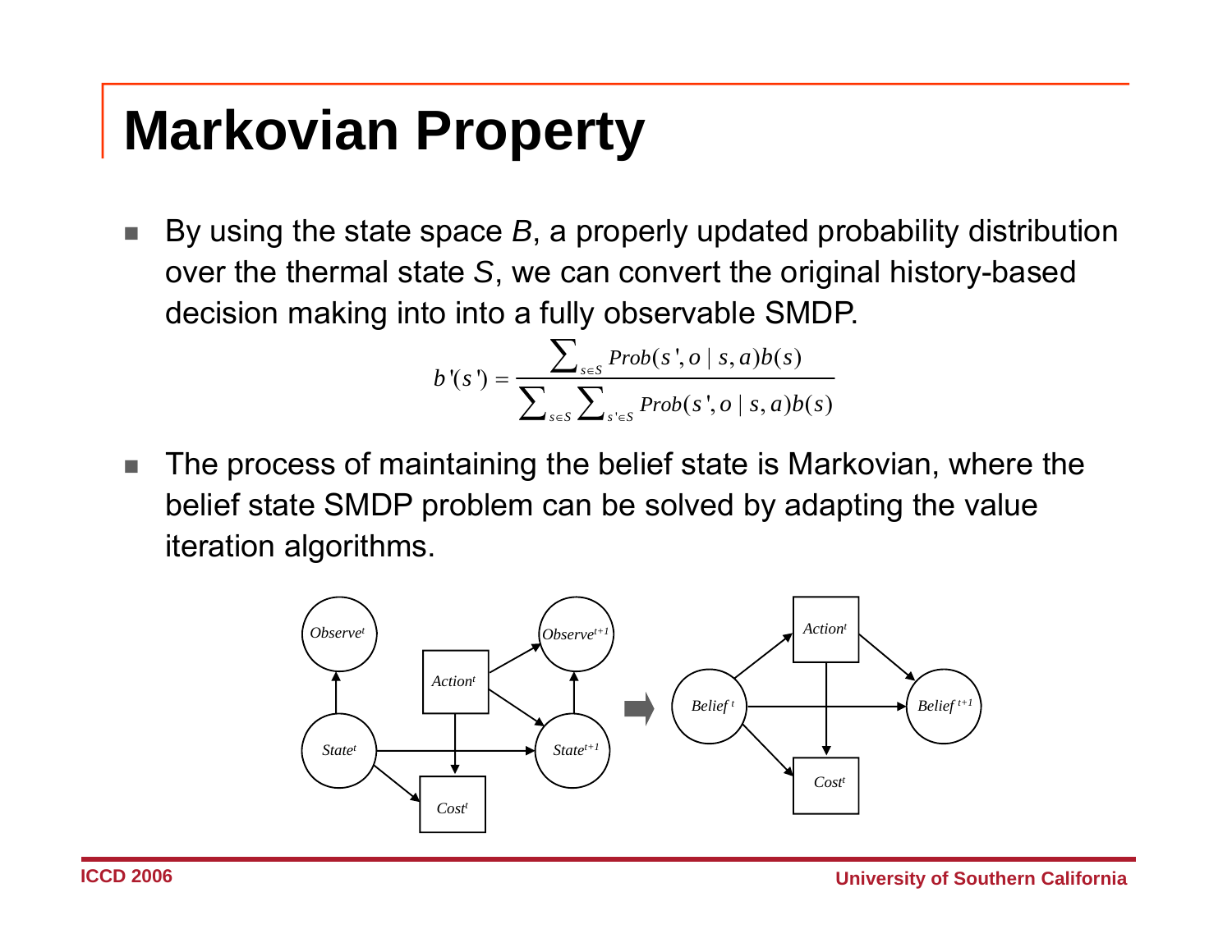# Markovian Property

- By using the state space *B*, a properly updated probability distribution over the thermal state *S*, we can convert the original history-based decision making into into a fully observable SMDP.

$$b'(s') = \frac{\sum_{s \in S} Prob(s', o \mid s, a) b(s)}{\sum_{s \in S} \sum_{s' \in S} Prob(s', o \mid s, a) b(s)}$$

- The process of maintaining the belief state is Markovian, where the belief state SMDP problem can be solved by adapting the value iteration algorithms.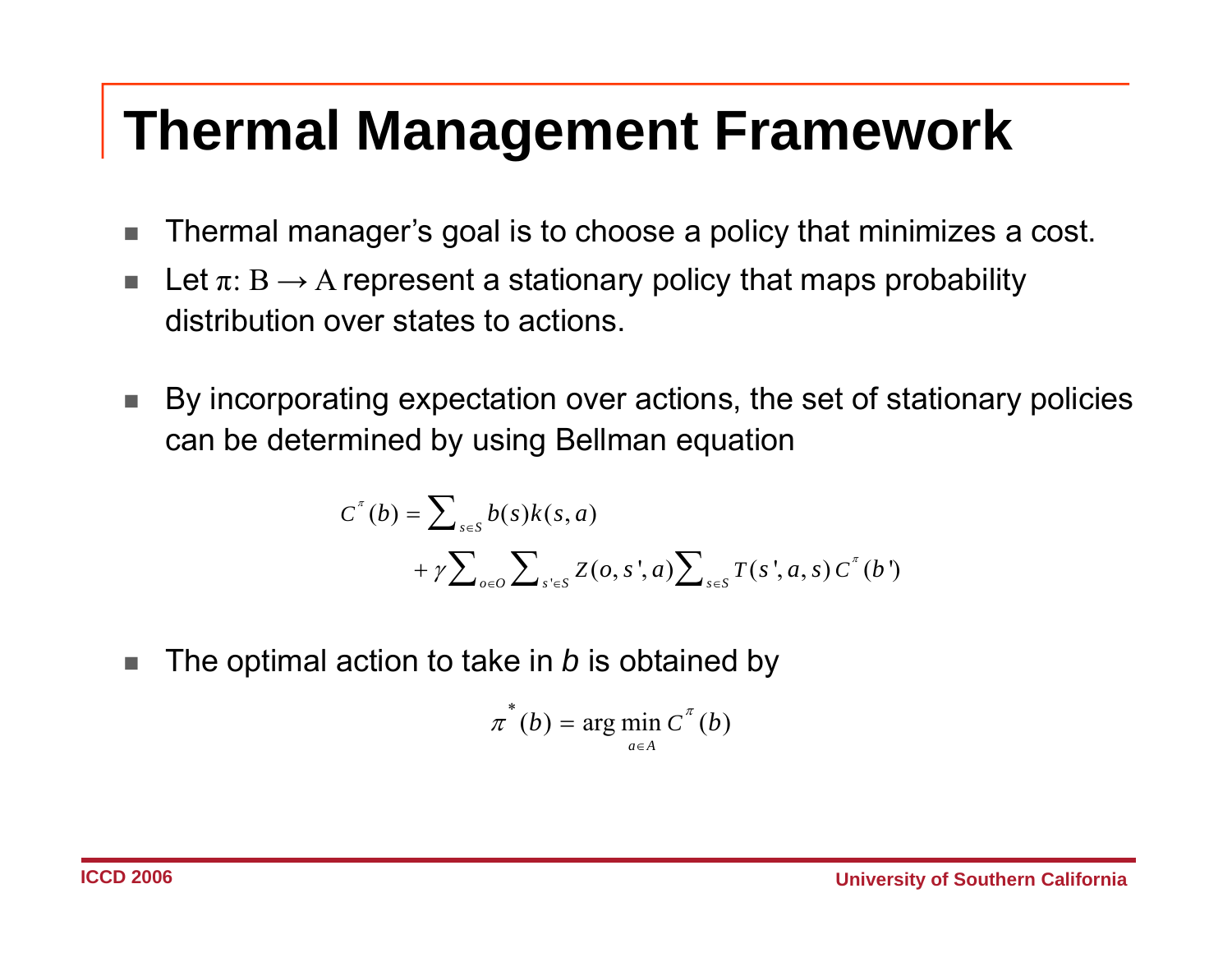# Thermal Management Framework

- Thermal manager's goal is to choose a policy that minimizes a cost.
- Let $\pi: B \rightarrow A$ represent a stationary policy that maps probability distribution over states to actions.

- By incorporating expectation over actions, the set of stationary policies can be determined by using Bellman equation

$$C^{\pi}(b) = \sum_{s \in S} b(s) k(s,a) + \gamma \sum_{o \in O} \sum_{s' \in S} Z(o, s', a) \sum_{s \in S} T(s', a, s)\, C^{\pi}(b')$$

- The optimal action to take in *b* is obtained by

$$\pi^{*}(b) = \arg\min_{a \in A} C^{\pi}(b)$$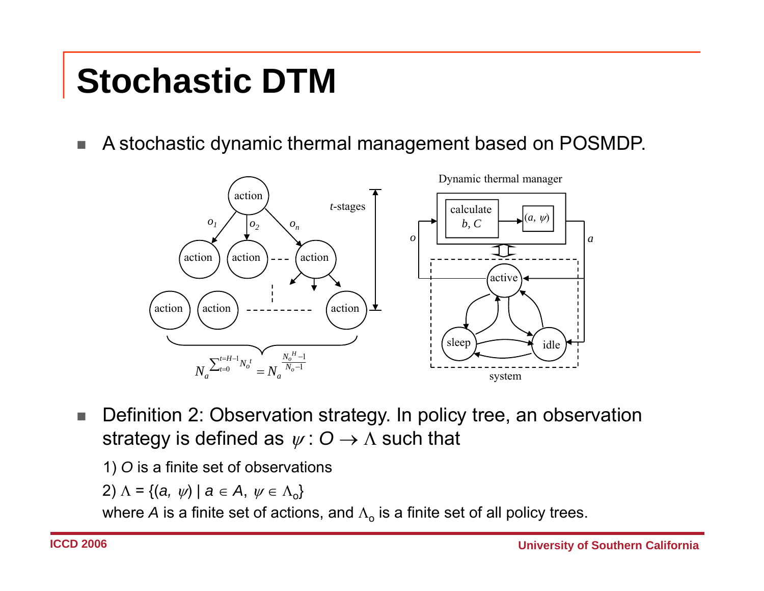# Stochastic DTM

- A stochastic dynamic thermal management based on POSMDP.

- Definition 2: Observation strategy. In policy tree, an observation strategy is defined as $\psi: O \rightarrow \Lambda$ such that

  1) $O$ is a finite set of observations

  2) $\Lambda = \{(a, \psi) \mid a \in A, \psi \in \Lambda_o\}$

  where $A$ is a finite set of actions, and $\Lambda_o$ is a finite set of all policy trees.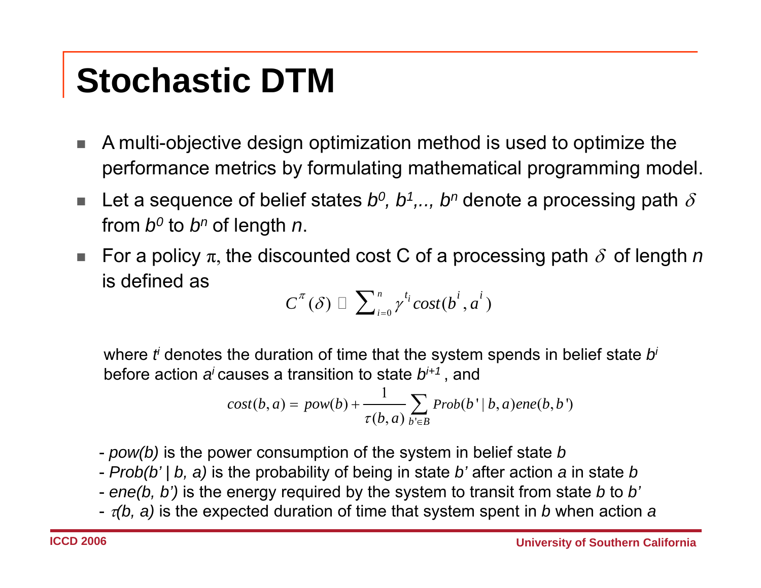# Stochastic DTM

- A multi-objective design optimization method is used to optimize the performance metrics by formulating mathematical programming model.
- Let a sequence of belief states $b^0, b^1, .., b^n$ denote a processing path $\delta$ from $b^0$ to $b^n$ of length $n$.
- For a policy $\pi$, the discounted cost C of a processing path $\delta$ of length $n$ is defined as

$$C^{\pi}(\delta) \square \sum_{i=0}^{n} \gamma^{t_i} cost(b^i, a^i)$$

where $t^i$ denotes the duration of time that the system spends in belief state $b^i$ before action $a^i$ causes a transition to state $b^{i+1}$, and

$$cost(b,a) = pow(b) + \frac{1}{\tau(b,a)} \sum_{b' \in B} Prob(b' \mid b,a) ene(b,b')$$

- *pow(b)* is the power consumption of the system in belief state *b*
- *Prob(b' | b, a)* is the probability of being in state *b'* after action *a* in state *b*
- *ene(b, b')* is the energy required by the system to transit from state *b* to *b'*
- $\tau$*(b, a)* is the expected duration of time that system spent in *b* when action *a*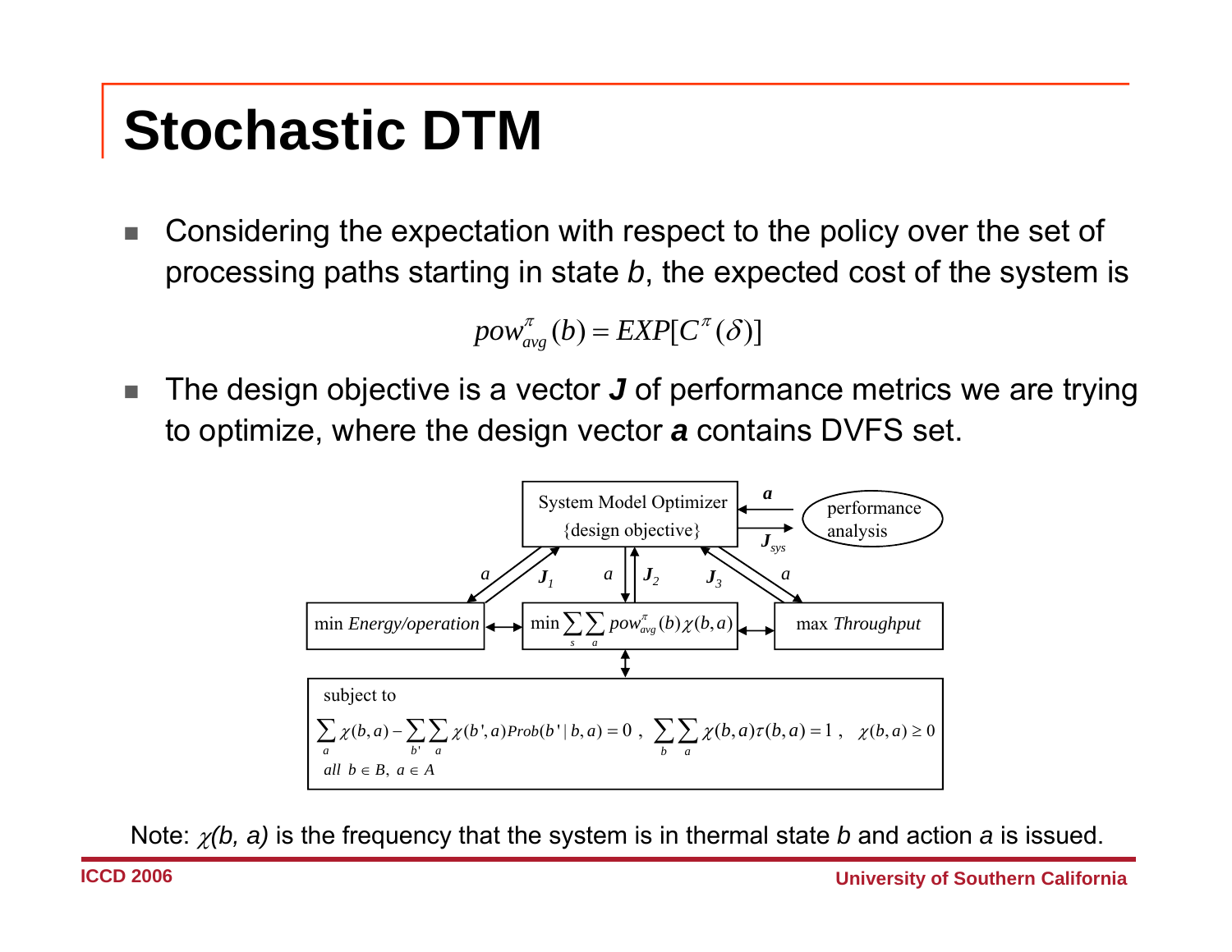# Stochastic DTM

- Considering the expectation with respect to the policy over the set of processing paths starting in state *b*, the expected cost of the system is

$$pow_{avg}^{\pi}(b) = EXP[C^{\pi}(\delta)]$$

- The design objective is a vector ***J*** of performance metrics we are trying to optimize, where the design vector ***a*** contains DVFS set.

System Model Optimizer {design objective}

performance analysis

$a$, $J_{sys}$, $a$, $J_1$, $a$, $J_2$, $J_3$, $a$

min *Energy/operation*

$\min \sum_{s} \sum_{a} pow_{avg}^{\pi}(b)\chi(b,a)$

max *Throughput*

subject to

$$\sum_{a} \chi(b,a) - \sum_{b'} \sum_{a} \chi(b',a) Prob(b' \mid b,a) = 0\ ,\quad \sum_{b} \sum_{a} \chi(b,a)\tau(b,a) = 1\ ,\quad \chi(b,a) \geq 0$$

$$all\ \ b \in B,\ a \in A$$

Note: $\chi(b, a)$ is the frequency that the system is in thermal state *b* and action *a* is issued.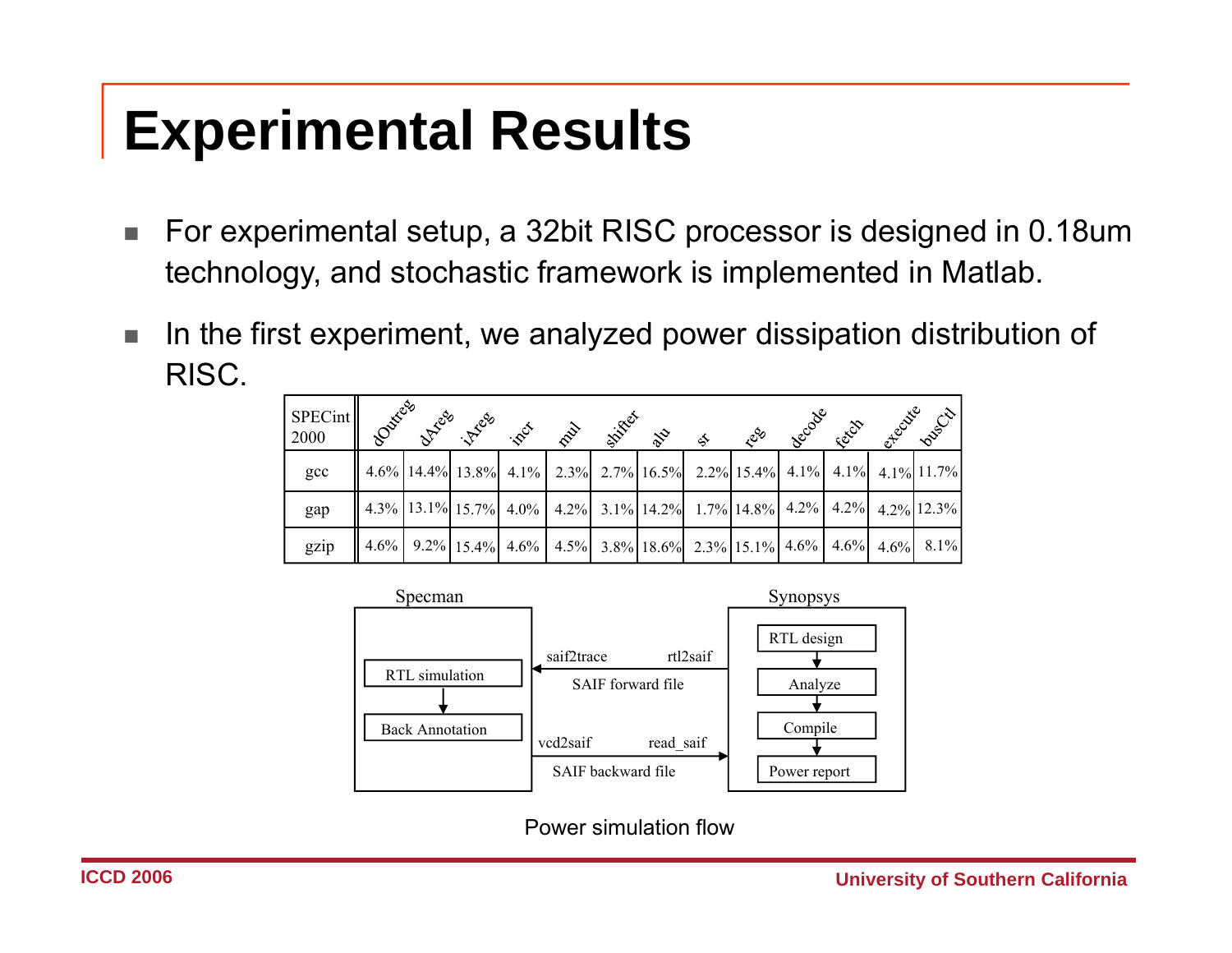# Experimental Results

- For experimental setup, a 32bit RISC processor is designed in 0.18um technology, and stochastic framework is implemented in Matlab.
- In the first experiment, we analyzed power dissipation distribution of RISC.

| SPECint 2000 | dOutreg | dAreg | iAreg | incr | mul | shifter | alu | sr | reg | decode | fetch | execute | busCtl |
|---|---|---|---|---|---|---|---|---|---|---|---|---|---|
| gcc | 4.6% | 14.4% | 13.8% | 4.1% | 2.3% | 2.7% | 16.5% | 2.2% | 15.4% | 4.1% | 4.1% | 4.1% | 11.7% |
| gap | 4.3% | 13.1% | 15.7% | 4.0% | 4.2% | 3.1% | 14.2% | 1.7% | 14.8% | 4.2% | 4.2% | 4.2% | 12.3% |
| gzip | 4.6% | 9.2% | 15.4% | 4.6% | 4.5% | 3.8% | 18.6% | 2.3% | 15.1% | 4.6% | 4.6% | 4.6% | 8.1% |

Specman: RTL simulation → Back Annotation

Synopsys: RTL design → Analyze → Compile → Power report

Synopsys → Specman: rtl2saif, saif2trace (SAIF forward file)

Specman → Synopsys: vcd2saif, read_saif (SAIF backward file)

Power simulation flow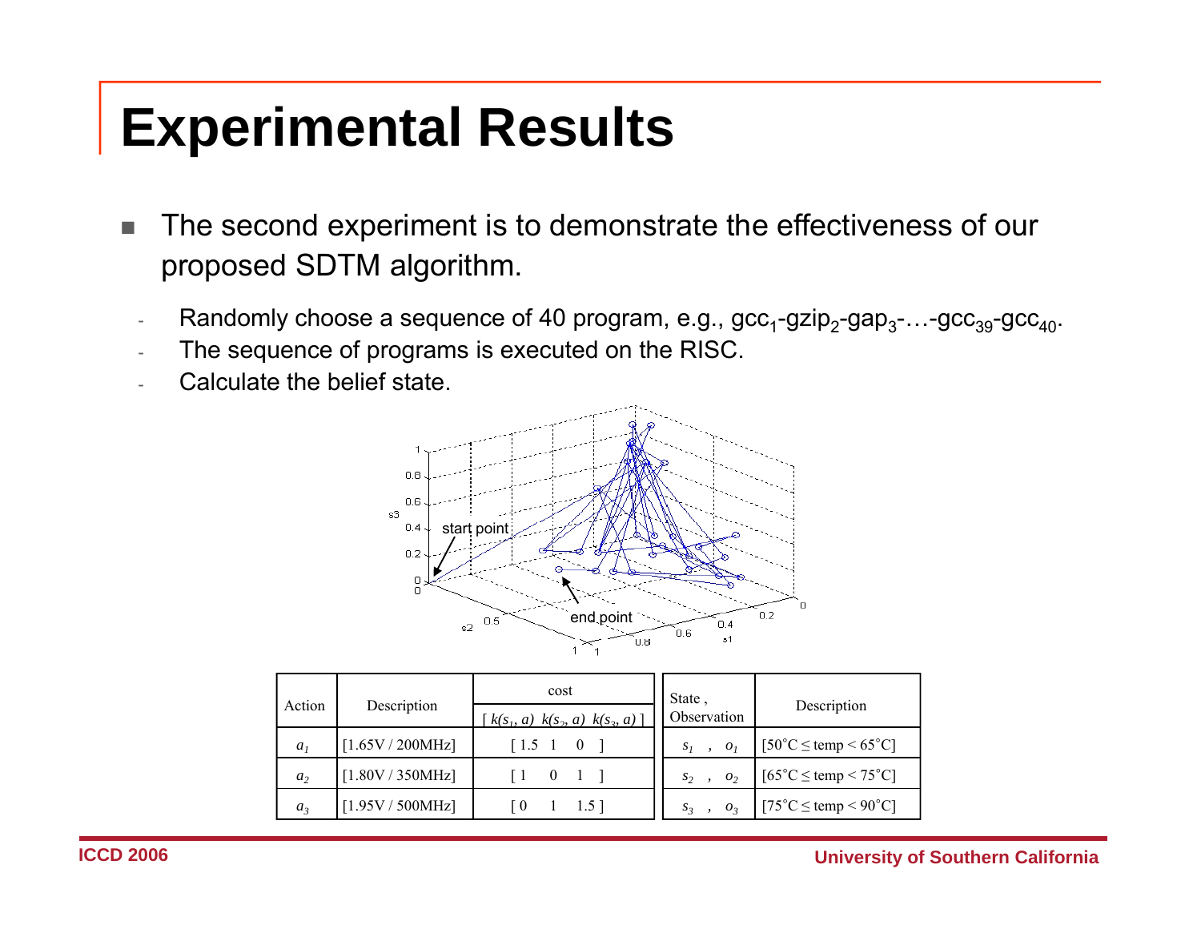# Experimental Results

- The second experiment is to demonstrate the effectiveness of our proposed SDTM algorithm.
  - Randomly choose a sequence of 40 program, e.g., $gcc_1$-$gzip_2$-$gap_3$-…-$gcc_{39}$-$gcc_{40}$.
  - The sequence of programs is executed on the RISC.
  - Calculate the belief state.

| Action | Description | cost $[\ k(s_1, a)\ \ k(s_2, a)\ \ k(s_3, a)\ ]$ |
|---|---|---|
| $a_1$ | [1.65V / 200MHz] | [ 1.5 1 0 ] |
| $a_2$ | [1.80V / 350MHz] | [ 1 0 1 ] |
| $a_3$ | [1.95V / 500MHz] | [ 0 1 1.5 ] |

| State , Observation | Description |
|---|---|
| $s_1$ , $o_1$ | [50°C ≤ temp < 65°C] |
| $s_2$ , $o_2$ | [65°C ≤ temp < 75°C] |
| $s_3$ , $o_3$ | [75°C ≤ temp < 90°C] |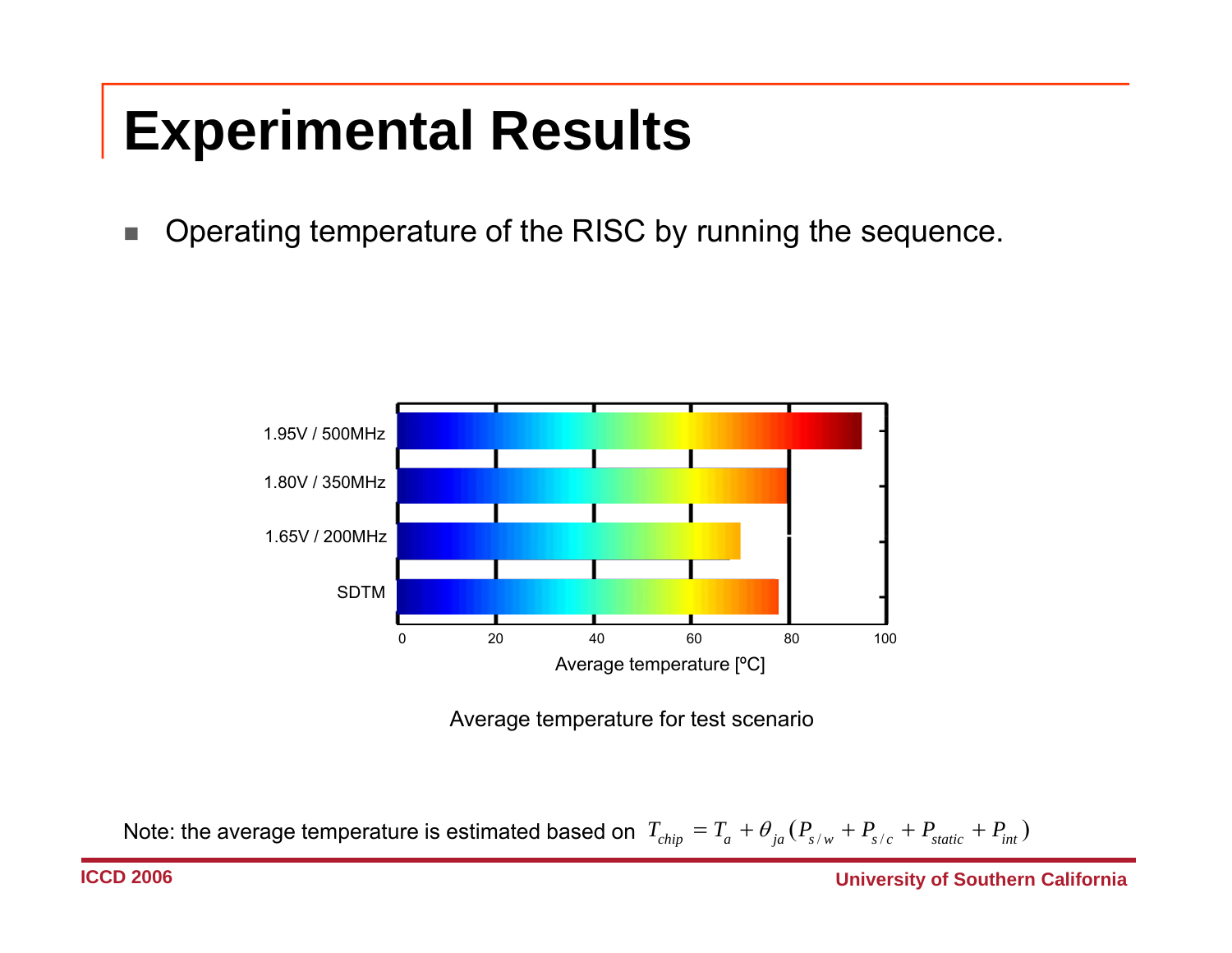# Experimental Results

- Operating temperature of the RISC by running the sequence.

1.95V / 500MHz

1.80V / 350MHz

1.65V / 200MHz

SDTM

0 20 40 60 80 100

Average temperature [ºC]

Average temperature for test scenario

Note: the average temperature is estimated based on $T_{chip} = T_a + \theta_{ja}(P_{s/w} + P_{s/c} + P_{static} + P_{int})$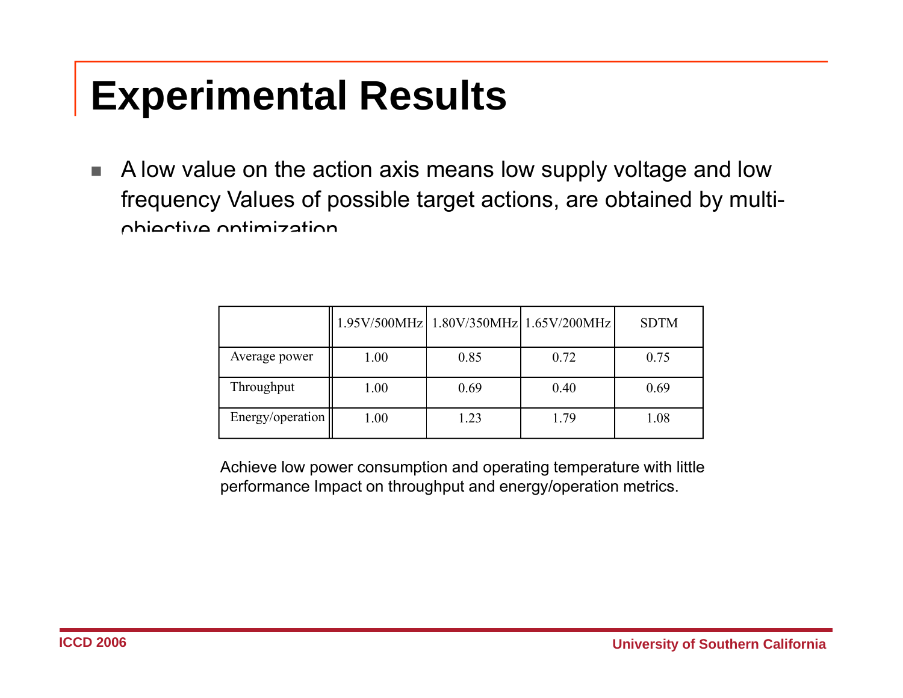# Experimental Results

- A low value on the action axis means low supply voltage and low frequency Values of possible target actions, are obtained by multi-objective optimization

| | 1.95V/500MHz | 1.80V/350MHz | 1.65V/200MHz | SDTM |
|---|---|---|---|---|
| Average power | 1.00 | 0.85 | 0.72 | 0.75 |
| Throughput | 1.00 | 0.69 | 0.40 | 0.69 |
| Energy/operation | 1.00 | 1.23 | 1.79 | 1.08 |

Achieve low power consumption and operating temperature with little performance Impact on throughput and energy/operation metrics.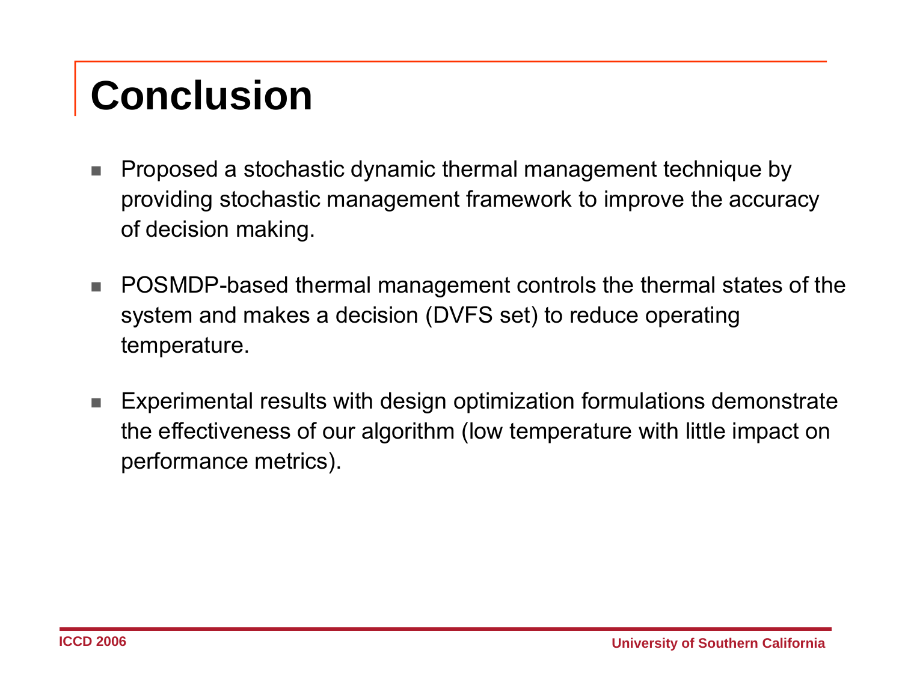# Conclusion

- Proposed a stochastic dynamic thermal management technique by providing stochastic management framework to improve the accuracy of decision making.
- POSMDP-based thermal management controls the thermal states of the system and makes a decision (DVFS set) to reduce operating temperature.
- Experimental results with design optimization formulations demonstrate the effectiveness of our algorithm (low temperature with little impact on performance metrics).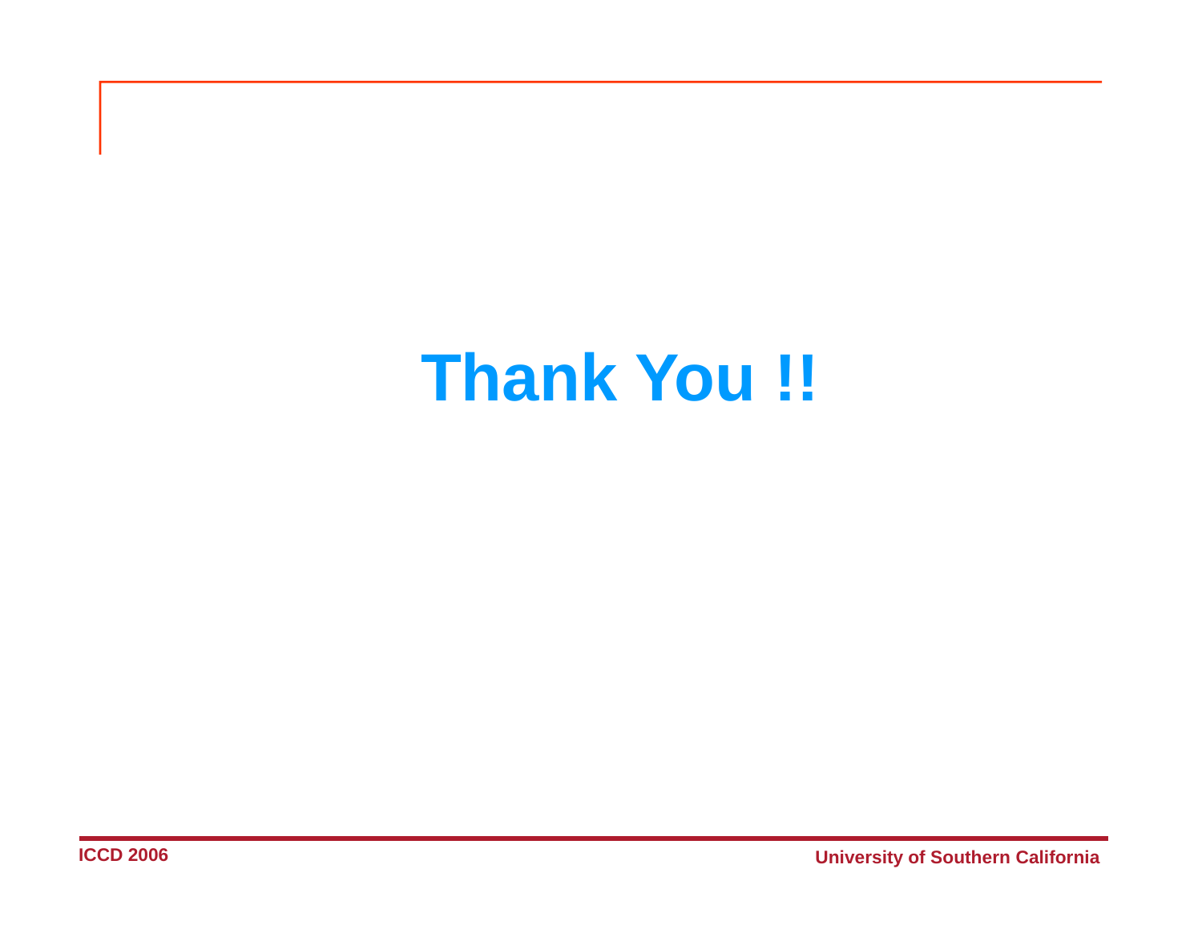# Thank You !!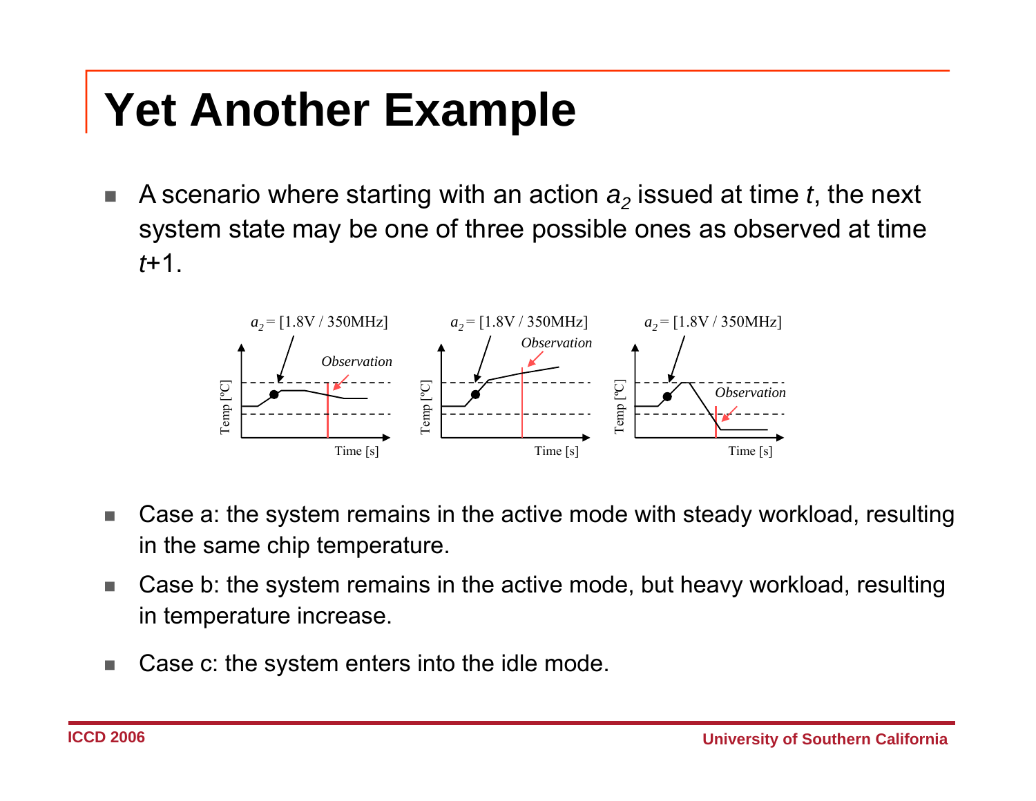# Yet Another Example

- A scenario where starting with an action $a_2$ issued at time $t$, the next system state may be one of three possible ones as observed at time $t$+1.

- Case a: the system remains in the active mode with steady workload, resulting in the same chip temperature.
- Case b: the system remains in the active mode, but heavy workload, resulting in temperature increase.
- Case c: the system enters into the idle mode.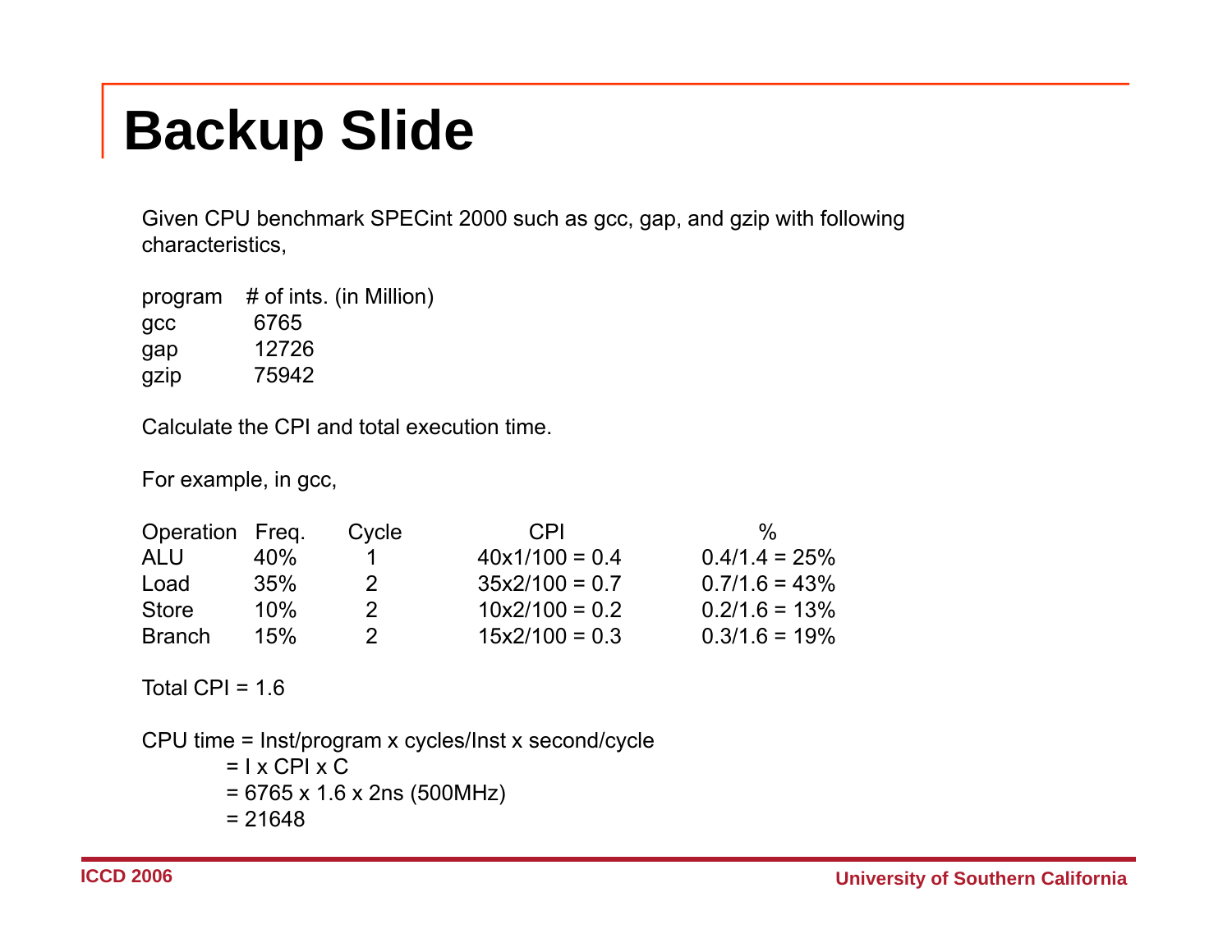# Backup Slide

Given CPU benchmark SPECint 2000 such as gcc, gap, and gzip with following characteristics,

| program | # of ints. (in Million) |
|---|---|
| gcc | 6765 |
| gap | 12726 |
| gzip | 75942 |

Calculate the CPI and total execution time.

For example, in gcc,

| Operation | Freq. | Cycle | CPI | % |
|---|---|---|---|---|
| ALU | 40% | 1 | 40x1/100 = 0.4 | 0.4/1.4 = 25% |
| Load | 35% | 2 | 35x2/100 = 0.7 | 0.7/1.6 = 43% |
| Store | 10% | 2 | 10x2/100 = 0.2 | 0.2/1.6 = 13% |
| Branch | 15% | 2 | 15x2/100 = 0.3 | 0.3/1.6 = 19% |

Total CPI = 1.6

CPU time = Inst/program x cycles/Inst x second/cycle

= I x CPI x C

= 6765 x 1.6 x 2ns (500MHz)

= 21648